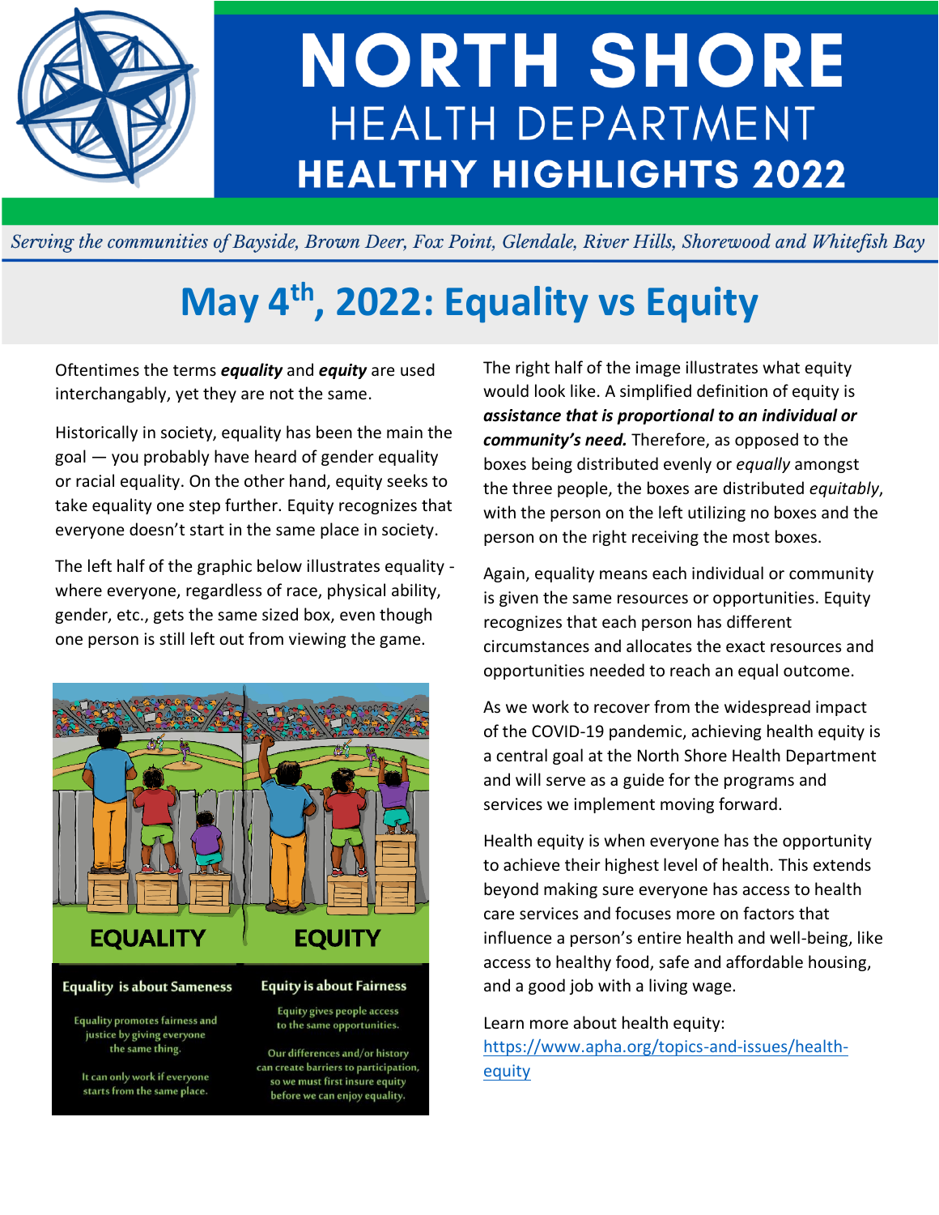# NORTH SHORE
## HEALTH DEPARTMENT
## HEALTHY HIGHLIGHTS 2022

*Serving the communities of Bayside, Brown Deer, Fox Point, Glendale, River Hills, Shorewood and Whitefish Bay*

# May 4th, 2022: Equality vs Equity

Oftentimes the terms ***equality*** and ***equity*** are used interchangably, yet they are not the same.

Historically in society, equality has been the main the goal — you probably have heard of gender equality or racial equality. On the other hand, equity seeks to take equality one step further. Equity recognizes that everyone doesn't start in the same place in society.

The left half of the graphic below illustrates equality - where everyone, regardless of race, physical ability, gender, etc., gets the same sized box, even though one person is still left out from viewing the game.

**EQUALITY** | **EQUITY**

**Equality is about Sameness**

Equality promotes fairness and justice by giving everyone the same thing.

It can only work if everyone starts from the same place.

**Equity is about Fairness**

Equity gives people access to the same opportunities.

Our differences and/or history can create barriers to participation, so we must first insure equity before we can enjoy equality.

The right half of the image illustrates what equity would look like. A simplified definition of equity is ***assistance that is proportional to an individual or community's need.*** Therefore, as opposed to the boxes being distributed evenly or *equally* amongst the three people, the boxes are distributed *equitably*, with the person on the left utilizing no boxes and the person on the right receiving the most boxes.

Again, equality means each individual or community is given the same resources or opportunities. Equity recognizes that each person has different circumstances and allocates the exact resources and opportunities needed to reach an equal outcome.

As we work to recover from the widespread impact of the COVID-19 pandemic, achieving health equity is a central goal at the North Shore Health Department and will serve as a guide for the programs and services we implement moving forward.

Health equity is when everyone has the opportunity to achieve their highest level of health. This extends beyond making sure everyone has access to health care services and focuses more on factors that influence a person's entire health and well-being, like access to healthy food, safe and affordable housing, and a good job with a living wage.

Learn more about health equity: [https://www.apha.org/topics-and-issues/health-equity](https://www.apha.org/topics-and-issues/health-equity)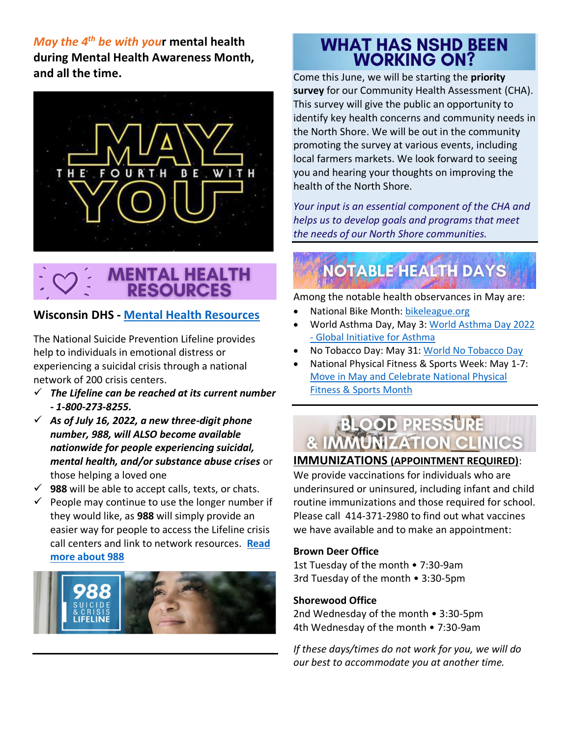***May the 4th be with you*r mental health during Mental Health Awareness Month, and all the time.**

## MENTAL HEALTH RESOURCES

### Wisconsin DHS - Mental Health Resources

The National Suicide Prevention Lifeline provides help to individuals in emotional distress or experiencing a suicidal crisis through a national network of 200 crisis centers.

- ✓ ***The Lifeline can be reached at its current number - 1-800-273-8255.***
- ✓ ***As of July 16, 2022, a new three-digit phone number, 988, will ALSO become available nationwide for people experiencing suicidal, mental health, and/or substance abuse crises*** or those helping a loved one
- ✓ **988** will be able to accept calls, texts, or chats.
- ✓ People may continue to use the longer number if they would like, as **988** will simply provide an easier way for people to access the Lifeline crisis call centers and link to network resources. **Read more about 988**

## WHAT HAS NSHD BEEN WORKING ON?

Come this June, we will be starting the **priority survey** for our Community Health Assessment (CHA). This survey will give the public an opportunity to identify key health concerns and community needs in the North Shore. We will be out in the community promoting the survey at various events, including local farmers markets. We look forward to seeing you and hearing your thoughts on improving the health of the North Shore.

*Your input is an essential component of the CHA and helps us to develop goals and programs that meet the needs of our North Shore communities.*

## NOTABLE HEALTH DAYS

Among the notable health observances in May are:

- National Bike Month: bikeleague.org
- World Asthma Day, May 3: World Asthma Day 2022 - Global Initiative for Asthma
- No Tobacco Day: May 31: World No Tobacco Day
- National Physical Fitness & Sports Week: May 1-7: Move in May and Celebrate National Physical Fitness & Sports Month

## BLOOD PRESSURE & IMMUNIZATION CLINICS

**IMMUNIZATIONS (APPOINTMENT REQUIRED)**:
We provide vaccinations for individuals who are underinsured or uninsured, including infant and child routine immunizations and those required for school. Please call 414-371-2980 to find out what vaccines we have available and to make an appointment:

**Brown Deer Office**
1st Tuesday of the month • 7:30-9am
3rd Tuesday of the month • 3:30-5pm

**Shorewood Office**
2nd Wednesday of the month • 3:30-5pm
4th Wednesday of the month • 7:30-9am

*If these days/times do not work for you, we will do our best to accommodate you at another time.*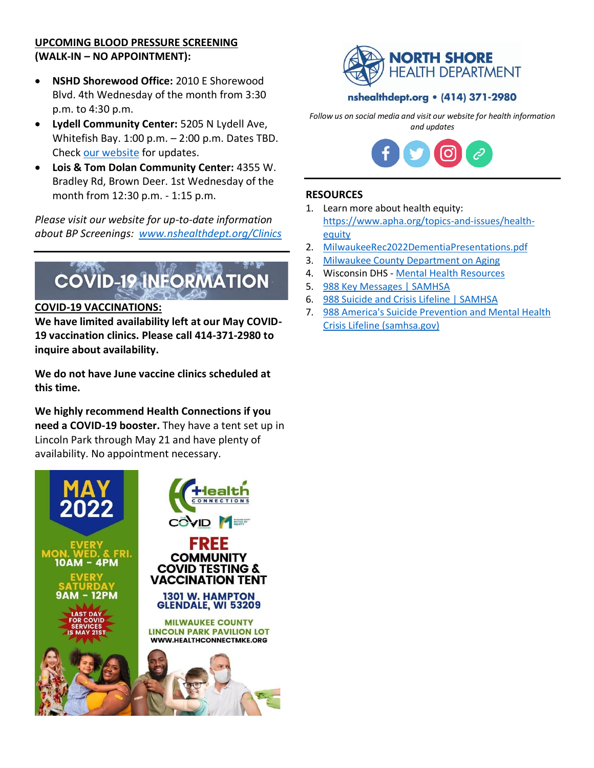**UPCOMING BLOOD PRESSURE SCREENING (WALK-IN – NO APPOINTMENT):**

- **NSHD Shorewood Office:** 2010 E Shorewood Blvd. 4th Wednesday of the month from 3:30 p.m. to 4:30 p.m.
- **Lydell Community Center:** 5205 N Lydell Ave, Whitefish Bay. 1:00 p.m. – 2:00 p.m. Dates TBD. Check our website for updates.
- **Lois & Tom Dolan Community Center:** 4355 W. Bradley Rd, Brown Deer. 1st Wednesday of the month from 12:30 p.m. - 1:15 p.m.

*Please visit our website for up-to-date information about BP Screenings: www.nshealthdept.org/Clinics*

## COVID-19 INFORMATION

**COVID-19 VACCINATIONS:**

**We have limited availability left at our May COVID-19 vaccination clinics. Please call 414-371-2980 to inquire about availability.**

**We do not have June vaccine clinics scheduled at this time.**

**We highly recommend Health Connections if you need a COVID-19 booster.** They have a tent set up in Lincoln Park through May 21 and have plenty of availability. No appointment necessary.

MAY 2022

EVERY MON. WED. & FRI. 10AM – 4PM

EVERY SATURDAY 9AM – 12PM

LAST DAY FOR COVID SERVICES IS MAY 21ST

Health CONNECTIONS

FREE COMMUNITY COVID TESTING & VACCINATION TENT

1301 W. HAMPTON GLENDALE, WI 53209

MILWAUKEE COUNTY LINCOLN PARK PAVILION LOT

WWW.HEALTHCONNECTMKE.ORG

NORTH SHORE HEALTH DEPARTMENT

nshealthdept.org • (414) 371-2980

*Follow us on social media and visit our website for health information and updates*

## RESOURCES

1. Learn more about health equity: https://www.apha.org/topics-and-issues/health-equity
2. MilwaukeeRec2022DementiaPresentations.pdf
3. Milwaukee County Department on Aging
4. Wisconsin DHS - Mental Health Resources
5. 988 Key Messages | SAMHSA
6. 988 Suicide and Crisis Lifeline | SAMHSA
7. 988 America's Suicide Prevention and Mental Health Crisis Lifeline (samhsa.gov)